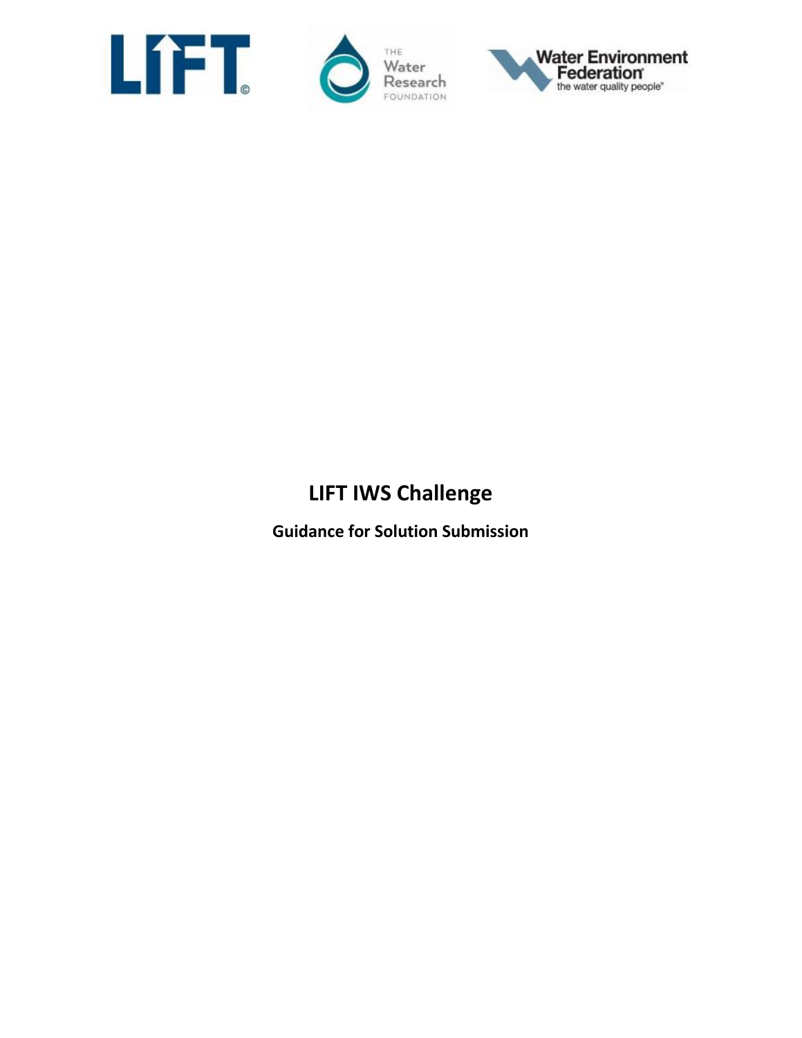# LIFT IWS Challenge

## Guidance for Solution Submission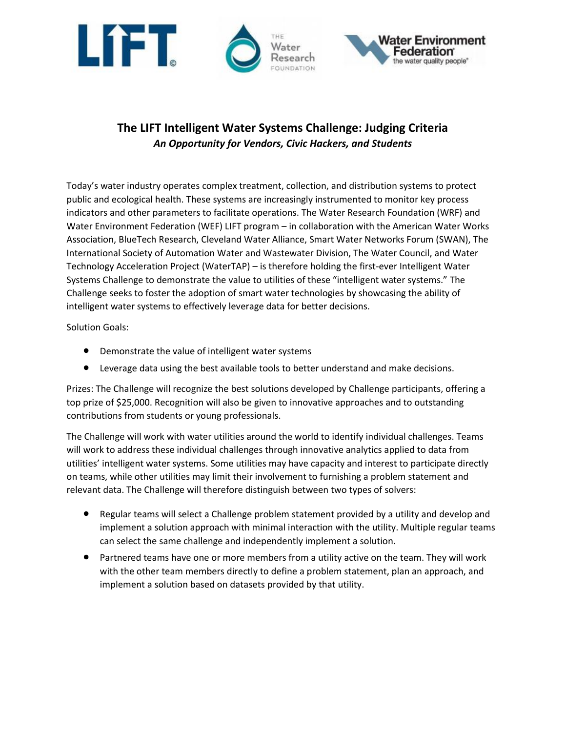# The LIFT Intelligent Water Systems Challenge: Judging Criteria

***An Opportunity for Vendors, Civic Hackers, and Students***

Today's water industry operates complex treatment, collection, and distribution systems to protect public and ecological health. These systems are increasingly instrumented to monitor key process indicators and other parameters to facilitate operations. The Water Research Foundation (WRF) and Water Environment Federation (WEF) LIFT program – in collaboration with the American Water Works Association, BlueTech Research, Cleveland Water Alliance, Smart Water Networks Forum (SWAN), The International Society of Automation Water and Wastewater Division, The Water Council, and Water Technology Acceleration Project (WaterTAP) – is therefore holding the first-ever Intelligent Water Systems Challenge to demonstrate the value to utilities of these "intelligent water systems." The Challenge seeks to foster the adoption of smart water technologies by showcasing the ability of intelligent water systems to effectively leverage data for better decisions.

Solution Goals:

- Demonstrate the value of intelligent water systems
- Leverage data using the best available tools to better understand and make decisions.

Prizes: The Challenge will recognize the best solutions developed by Challenge participants, offering a top prize of $25,000. Recognition will also be given to innovative approaches and to outstanding contributions from students or young professionals.

The Challenge will work with water utilities around the world to identify individual challenges. Teams will work to address these individual challenges through innovative analytics applied to data from utilities' intelligent water systems. Some utilities may have capacity and interest to participate directly on teams, while other utilities may limit their involvement to furnishing a problem statement and relevant data. The Challenge will therefore distinguish between two types of solvers:

- Regular teams will select a Challenge problem statement provided by a utility and develop and implement a solution approach with minimal interaction with the utility. Multiple regular teams can select the same challenge and independently implement a solution.
- Partnered teams have one or more members from a utility active on the team. They will work with the other team members directly to define a problem statement, plan an approach, and implement a solution based on datasets provided by that utility.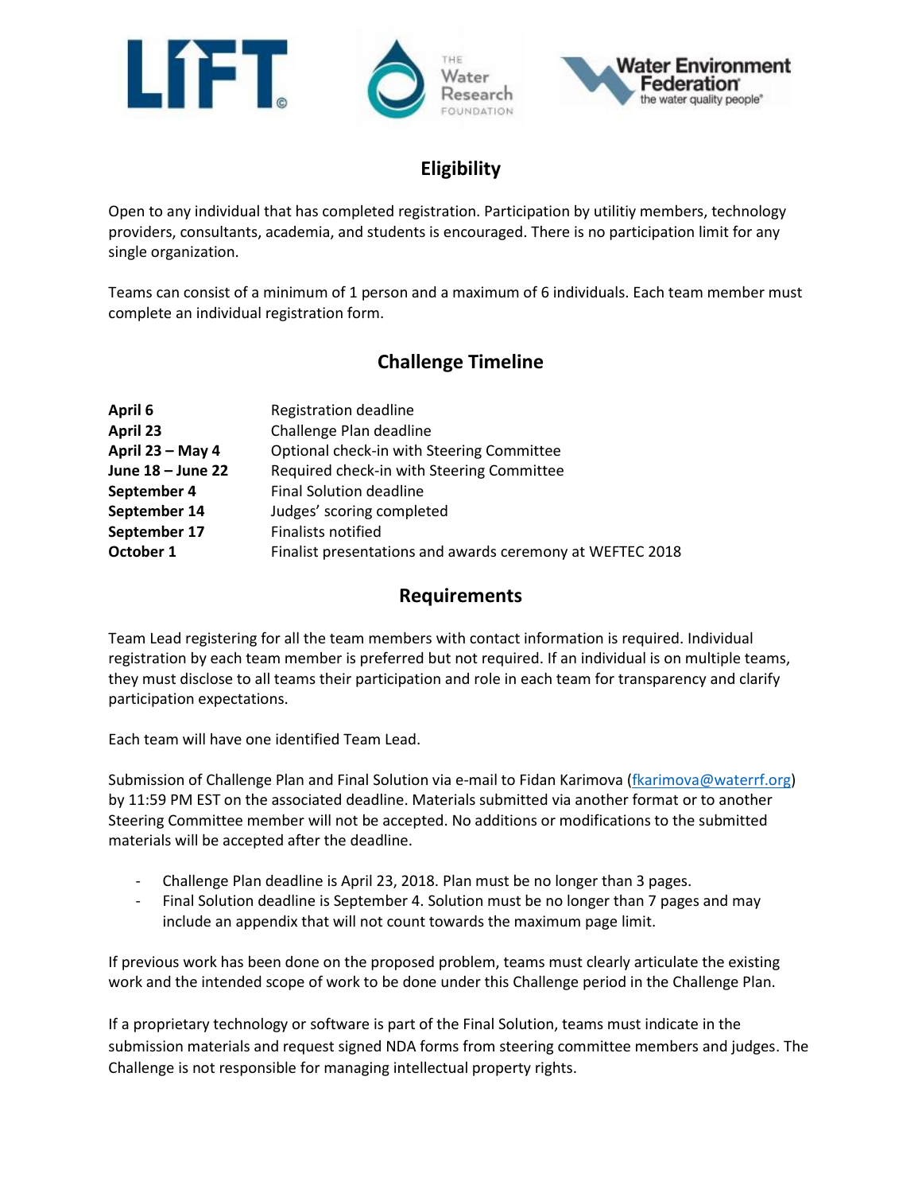## Eligibility

Open to any individual that has completed registration. Participation by utilitiy members, technology providers, consultants, academia, and students is encouraged. There is no participation limit for any single organization.

Teams can consist of a minimum of 1 person and a maximum of 6 individuals. Each team member must complete an individual registration form.

## Challenge Timeline

| | |
|---|---|
| **April 6** | Registration deadline |
| **April 23** | Challenge Plan deadline |
| **April 23 – May 4** | Optional check-in with Steering Committee |
| **June 18 – June 22** | Required check-in with Steering Committee |
| **September 4** | Final Solution deadline |
| **September 14** | Judges' scoring completed |
| **September 17** | Finalists notified |
| **October 1** | Finalist presentations and awards ceremony at WEFTEC 2018 |

## Requirements

Team Lead registering for all the team members with contact information is required. Individual registration by each team member is preferred but not required. If an individual is on multiple teams, they must disclose to all teams their participation and role in each team for transparency and clarify participation expectations.

Each team will have one identified Team Lead.

Submission of Challenge Plan and Final Solution via e-mail to Fidan Karimova (fkarimova@waterrf.org) by 11:59 PM EST on the associated deadline. Materials submitted via another format or to another Steering Committee member will not be accepted. No additions or modifications to the submitted materials will be accepted after the deadline.

- Challenge Plan deadline is April 23, 2018. Plan must be no longer than 3 pages.
- Final Solution deadline is September 4. Solution must be no longer than 7 pages and may include an appendix that will not count towards the maximum page limit.

If previous work has been done on the proposed problem, teams must clearly articulate the existing work and the intended scope of work to be done under this Challenge period in the Challenge Plan.

If a proprietary technology or software is part of the Final Solution, teams must indicate in the submission materials and request signed NDA forms from steering committee members and judges. The Challenge is not responsible for managing intellectual property rights.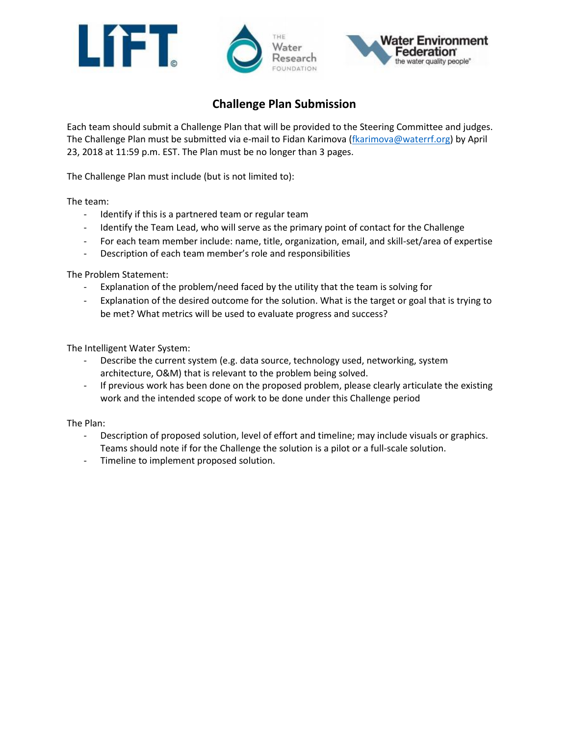## Challenge Plan Submission

Each team should submit a Challenge Plan that will be provided to the Steering Committee and judges. The Challenge Plan must be submitted via e-mail to Fidan Karimova (fkarimova@waterrf.org) by April 23, 2018 at 11:59 p.m. EST. The Plan must be no longer than 3 pages.

The Challenge Plan must include (but is not limited to):

The team:

- Identify if this is a partnered team or regular team
- Identify the Team Lead, who will serve as the primary point of contact for the Challenge
- For each team member include: name, title, organization, email, and skill-set/area of expertise
- Description of each team member's role and responsibilities

The Problem Statement:

- Explanation of the problem/need faced by the utility that the team is solving for
- Explanation of the desired outcome for the solution. What is the target or goal that is trying to be met? What metrics will be used to evaluate progress and success?

The Intelligent Water System:

- Describe the current system (e.g. data source, technology used, networking, system architecture, O&M) that is relevant to the problem being solved.
- If previous work has been done on the proposed problem, please clearly articulate the existing work and the intended scope of work to be done under this Challenge period

The Plan:

- Description of proposed solution, level of effort and timeline; may include visuals or graphics. Teams should note if for the Challenge the solution is a pilot or a full-scale solution.
- Timeline to implement proposed solution.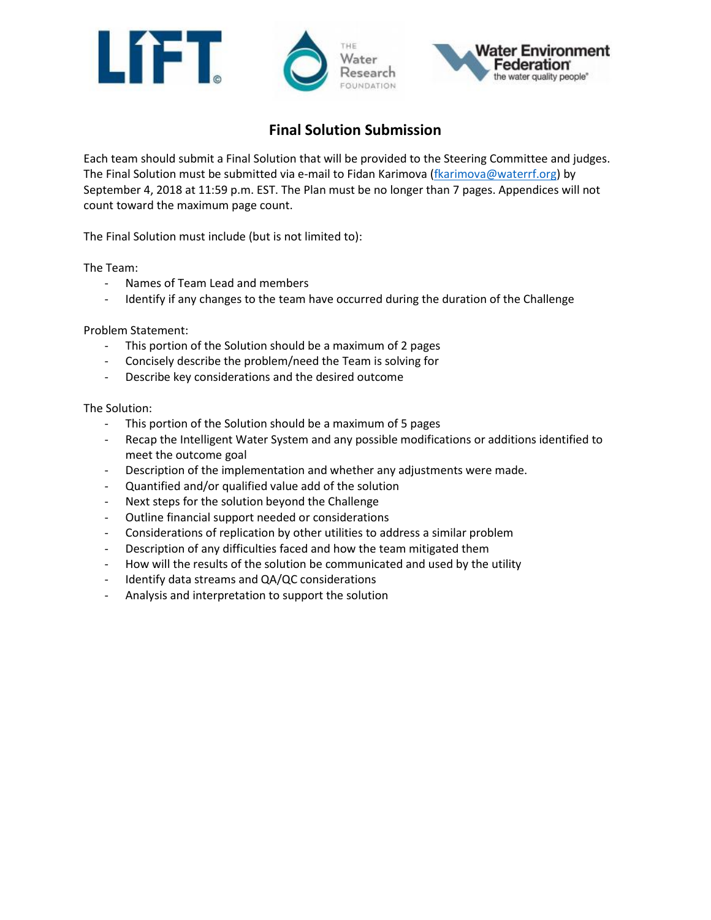# Final Solution Submission

Each team should submit a Final Solution that will be provided to the Steering Committee and judges. The Final Solution must be submitted via e-mail to Fidan Karimova (fkarimova@waterrf.org) by September 4, 2018 at 11:59 p.m. EST. The Plan must be no longer than 7 pages. Appendices will not count toward the maximum page count.

The Final Solution must include (but is not limited to):

The Team:

- Names of Team Lead and members
- Identify if any changes to the team have occurred during the duration of the Challenge

Problem Statement:

- This portion of the Solution should be a maximum of 2 pages
- Concisely describe the problem/need the Team is solving for
- Describe key considerations and the desired outcome

The Solution:

- This portion of the Solution should be a maximum of 5 pages
- Recap the Intelligent Water System and any possible modifications or additions identified to meet the outcome goal
- Description of the implementation and whether any adjustments were made.
- Quantified and/or qualified value add of the solution
- Next steps for the solution beyond the Challenge
- Outline financial support needed or considerations
- Considerations of replication by other utilities to address a similar problem
- Description of any difficulties faced and how the team mitigated them
- How will the results of the solution be communicated and used by the utility
- Identify data streams and QA/QC considerations
- Analysis and interpretation to support the solution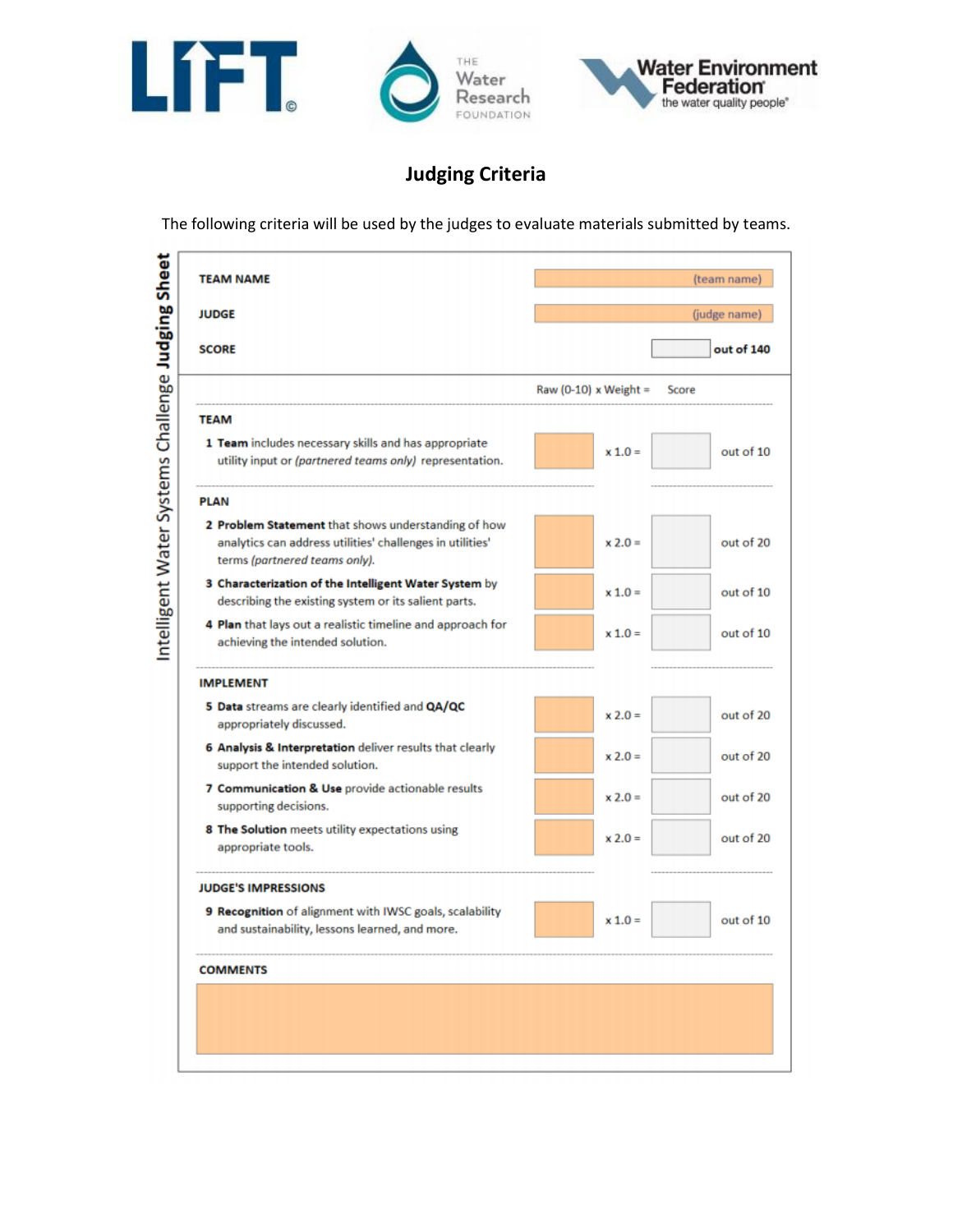# Judging Criteria

The following criteria will be used by the judges to evaluate materials submitted by teams.

**Intelligent Water Systems Challenge Judging Sheet**

| | | | | |
|---|---|---|---|---|
| **TEAM NAME** | (team name) | | | |
| **JUDGE** | (judge name) | | | |
| **SCORE** | | | | out of 140 |
| | Raw (0-10) | x Weight = | Score | |
| **TEAM** | | | | |
| 1 **Team** includes necessary skills and has appropriate utility input or *(partnered teams only)* representation. | | x 1.0 = | | out of 10 |
| **PLAN** | | | | |
| 2 **Problem Statement** that shows understanding of how analytics can address utilities' challenges in utilities' terms *(partnered teams only)*. | | x 2.0 = | | out of 20 |
| 3 **Characterization of the Intelligent Water System** by describing the existing system or its salient parts. | | x 1.0 = | | out of 10 |
| 4 **Plan** that lays out a realistic timeline and approach for achieving the intended solution. | | x 1.0 = | | out of 10 |
| **IMPLEMENT** | | | | |
| 5 **Data** streams are clearly identified and **QA/QC** appropriately discussed. | | x 2.0 = | | out of 20 |
| 6 **Analysis & Interpretation** deliver results that clearly support the intended solution. | | x 2.0 = | | out of 20 |
| 7 **Communication & Use** provide actionable results supporting decisions. | | x 2.0 = | | out of 20 |
| 8 **The Solution** meets utility expectations using appropriate tools. | | x 2.0 = | | out of 20 |
| **JUDGE'S IMPRESSIONS** | | | | |
| 9 **Recognition** of alignment with IWSC goals, scalability and sustainability, lessons learned, and more. | | x 1.0 = | | out of 10 |

**COMMENTS**